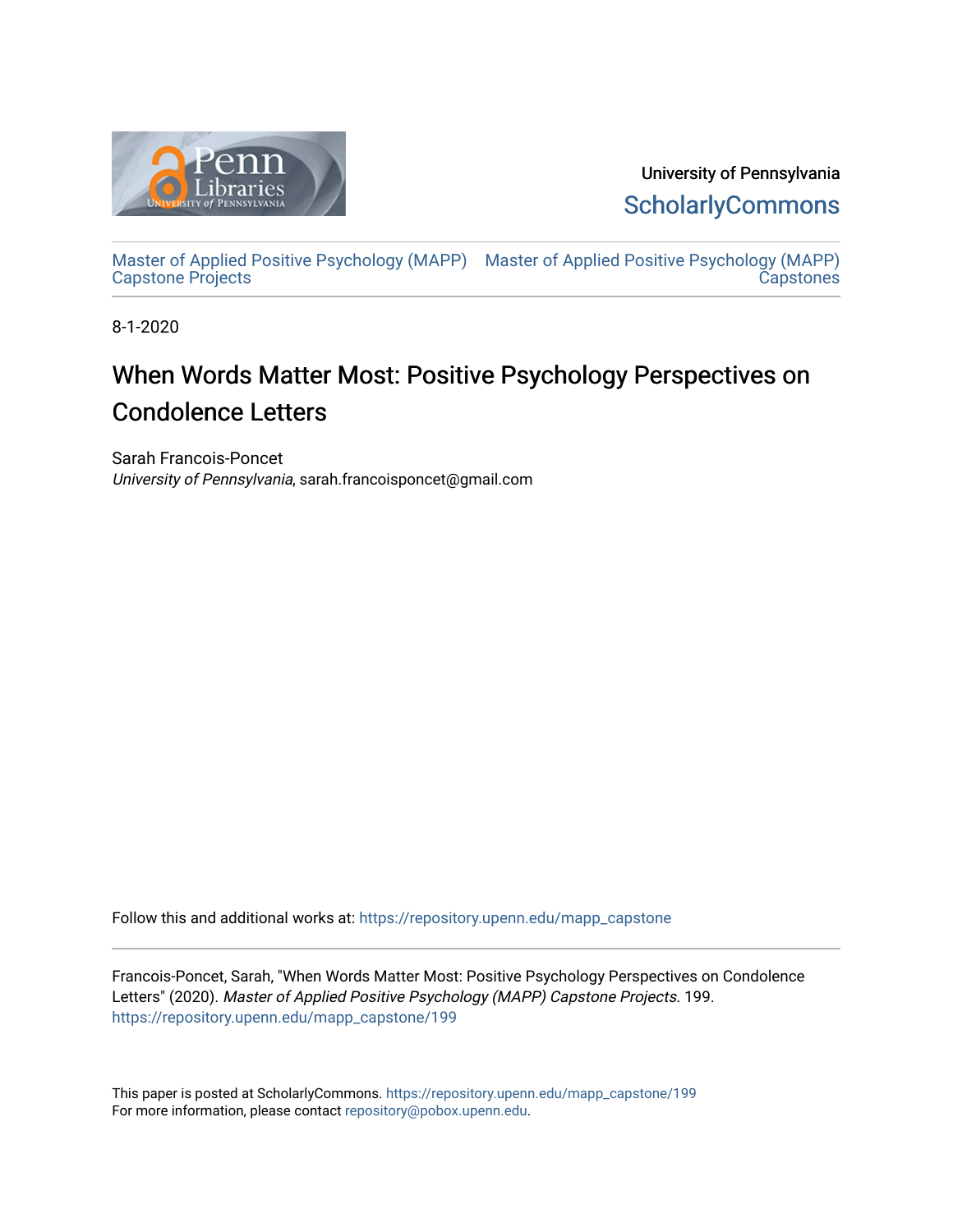University of Pennsylvania
ScholarlyCommons

Master of Applied Positive Psychology (MAPP) Capstone Projects | Master of Applied Positive Psychology (MAPP) Capstones

8-1-2020

# When Words Matter Most: Positive Psychology Perspectives on Condolence Letters

Sarah Francois-Poncet
*University of Pennsylvania*, sarah.francoisponcet@gmail.com

Follow this and additional works at: https://repository.upenn.edu/mapp_capstone

Francois-Poncet, Sarah, "When Words Matter Most: Positive Psychology Perspectives on Condolence Letters" (2020). *Master of Applied Positive Psychology (MAPP) Capstone Projects*. 199.
https://repository.upenn.edu/mapp_capstone/199

This paper is posted at ScholarlyCommons. https://repository.upenn.edu/mapp_capstone/199
For more information, please contact repository@pobox.upenn.edu.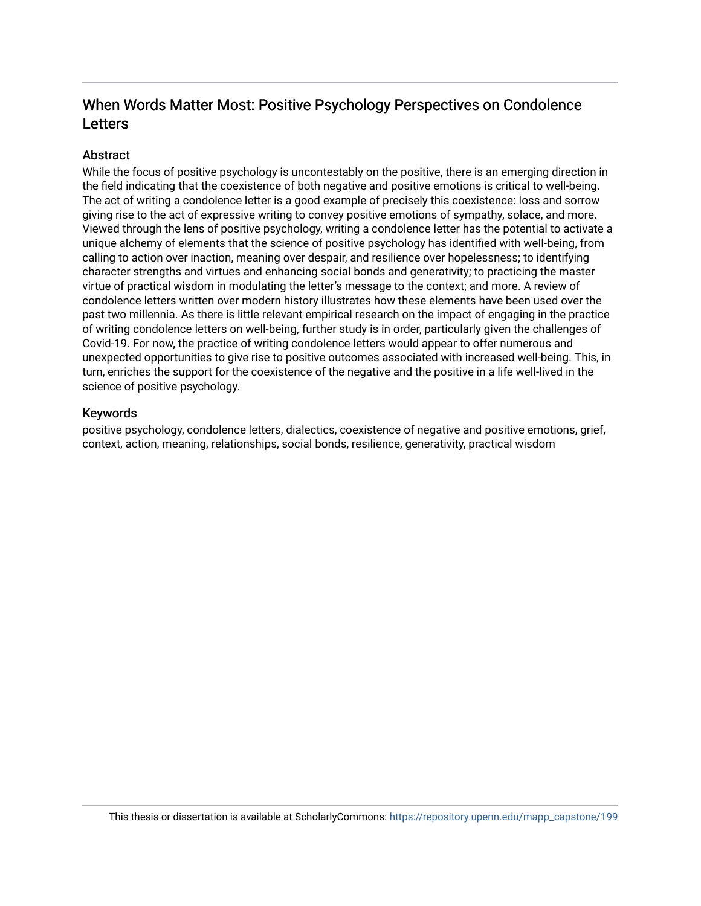## When Words Matter Most: Positive Psychology Perspectives on Condolence Letters

### Abstract

While the focus of positive psychology is uncontestably on the positive, there is an emerging direction in the field indicating that the coexistence of both negative and positive emotions is critical to well-being. The act of writing a condolence letter is a good example of precisely this coexistence: loss and sorrow giving rise to the act of expressive writing to convey positive emotions of sympathy, solace, and more. Viewed through the lens of positive psychology, writing a condolence letter has the potential to activate a unique alchemy of elements that the science of positive psychology has identified with well-being, from calling to action over inaction, meaning over despair, and resilience over hopelessness; to identifying character strengths and virtues and enhancing social bonds and generativity; to practicing the master virtue of practical wisdom in modulating the letter's message to the context; and more. A review of condolence letters written over modern history illustrates how these elements have been used over the past two millennia. As there is little relevant empirical research on the impact of engaging in the practice of writing condolence letters on well-being, further study is in order, particularly given the challenges of Covid-19. For now, the practice of writing condolence letters would appear to offer numerous and unexpected opportunities to give rise to positive outcomes associated with increased well-being. This, in turn, enriches the support for the coexistence of the negative and the positive in a life well-lived in the science of positive psychology.

### Keywords

positive psychology, condolence letters, dialectics, coexistence of negative and positive emotions, grief, context, action, meaning, relationships, social bonds, resilience, generativity, practical wisdom

This thesis or dissertation is available at ScholarlyCommons: https://repository.upenn.edu/mapp_capstone/199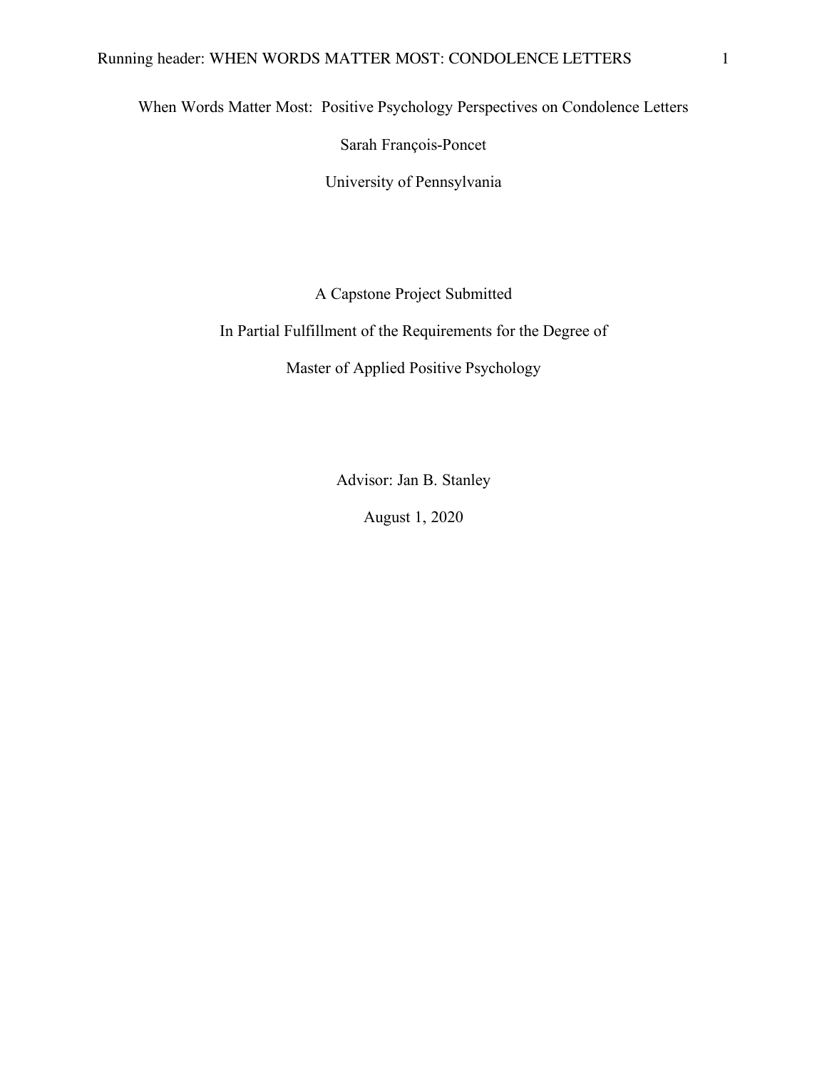# When Words Matter Most: Positive Psychology Perspectives on Condolence Letters

Sarah François-Poncet

University of Pennsylvania

A Capstone Project Submitted

In Partial Fulfillment of the Requirements for the Degree of

Master of Applied Positive Psychology

Advisor: Jan B. Stanley

August 1, 2020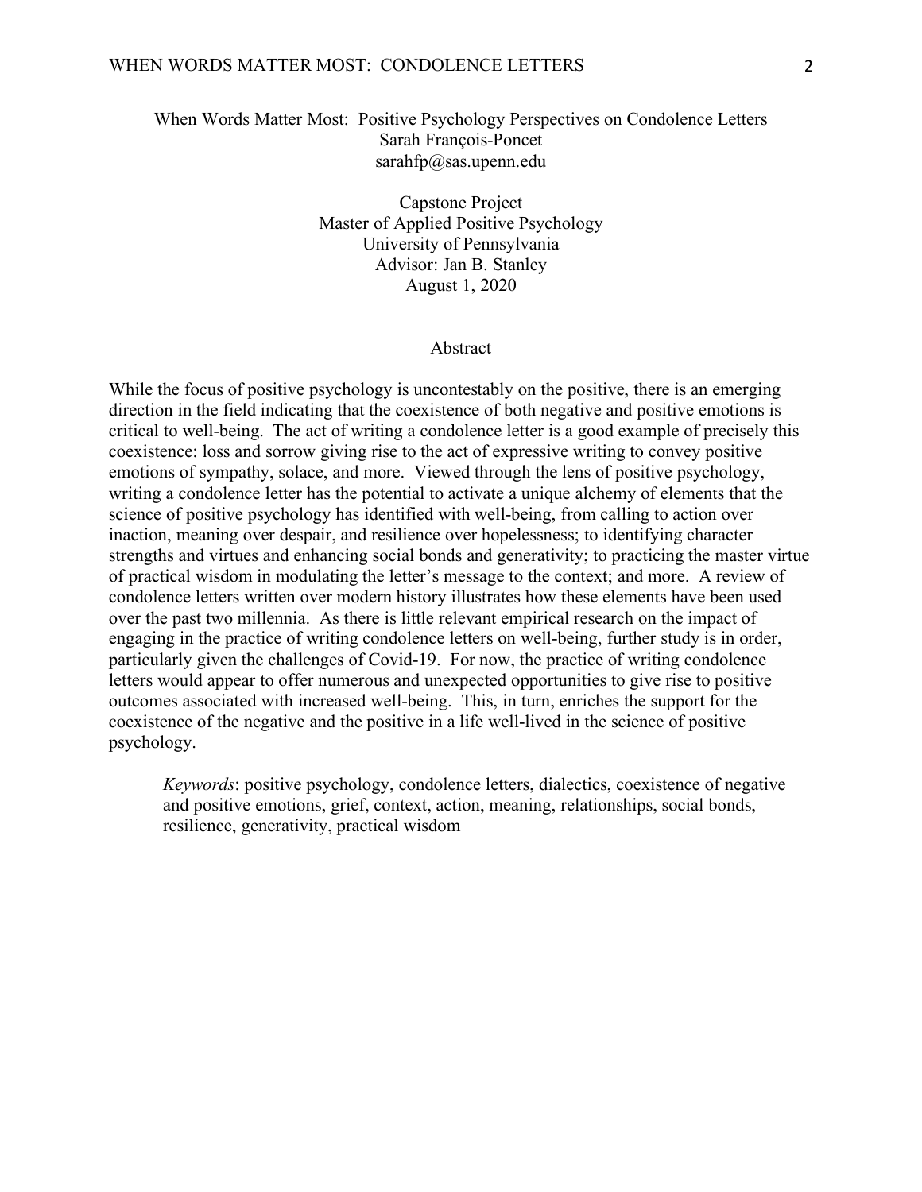When Words Matter Most: Positive Psychology Perspectives on Condolence Letters
Sarah François-Poncet
sarahfp@sas.upenn.edu

Capstone Project
Master of Applied Positive Psychology
University of Pennsylvania
Advisor: Jan B. Stanley
August 1, 2020

## Abstract

While the focus of positive psychology is uncontestably on the positive, there is an emerging direction in the field indicating that the coexistence of both negative and positive emotions is critical to well-being. The act of writing a condolence letter is a good example of precisely this coexistence: loss and sorrow giving rise to the act of expressive writing to convey positive emotions of sympathy, solace, and more. Viewed through the lens of positive psychology, writing a condolence letter has the potential to activate a unique alchemy of elements that the science of positive psychology has identified with well-being, from calling to action over inaction, meaning over despair, and resilience over hopelessness; to identifying character strengths and virtues and enhancing social bonds and generativity; to practicing the master virtue of practical wisdom in modulating the letter's message to the context; and more. A review of condolence letters written over modern history illustrates how these elements have been used over the past two millennia. As there is little relevant empirical research on the impact of engaging in the practice of writing condolence letters on well-being, further study is in order, particularly given the challenges of Covid-19. For now, the practice of writing condolence letters would appear to offer numerous and unexpected opportunities to give rise to positive outcomes associated with increased well-being. This, in turn, enriches the support for the coexistence of the negative and the positive in a life well-lived in the science of positive psychology.

*Keywords*: positive psychology, condolence letters, dialectics, coexistence of negative and positive emotions, grief, context, action, meaning, relationships, social bonds, resilience, generativity, practical wisdom